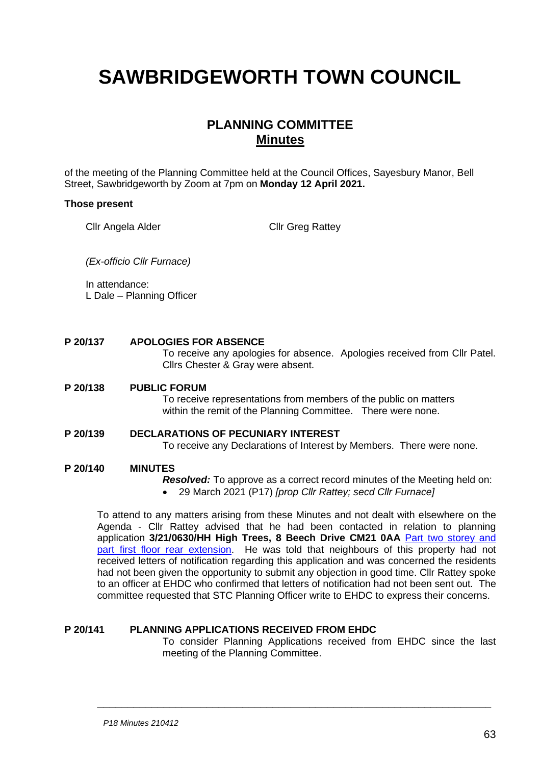# SAWBRIDGEWORTH TOWN COUNCIL

## PLANNING COMMITTEE
## Minutes

of the meeting of the Planning Committee held at the Council Offices, Sayesbury Manor, Bell Street, Sawbridgeworth by Zoom at 7pm on **Monday 12 April 2021.**

**Those present**

Cllr Angela Alder    Cllr Greg Rattey

*(Ex-officio Cllr Furnace)*

In attendance:
L Dale – Planning Officer

**P 20/137 APOLOGIES FOR ABSENCE**

To receive any apologies for absence. Apologies received from Cllr Patel. Cllrs Chester & Gray were absent.

**P 20/138 PUBLIC FORUM**

To receive representations from members of the public on matters within the remit of the Planning Committee. There were none.

**P 20/139 DECLARATIONS OF PECUNIARY INTEREST**

To receive any Declarations of Interest by Members. There were none.

**P 20/140 MINUTES**

***Resolved:*** To approve as a correct record minutes of the Meeting held on:

- 29 March 2021 (P17) *[prop Cllr Rattey; secd Cllr Furnace]*

To attend to any matters arising from these Minutes and not dealt with elsewhere on the Agenda - Cllr Rattey advised that he had been contacted in relation to planning application **3/21/0630/HH High Trees, 8 Beech Drive CM21 0AA** Part two storey and part first floor rear extension. He was told that neighbours of this property had not received letters of notification regarding this application and was concerned the residents had not been given the opportunity to submit any objection in good time. Cllr Rattey spoke to an officer at EHDC who confirmed that letters of notification had not been sent out. The committee requested that STC Planning Officer write to EHDC to express their concerns.

**P 20/141 PLANNING APPLICATIONS RECEIVED FROM EHDC**

To consider Planning Applications received from EHDC since the last meeting of the Planning Committee.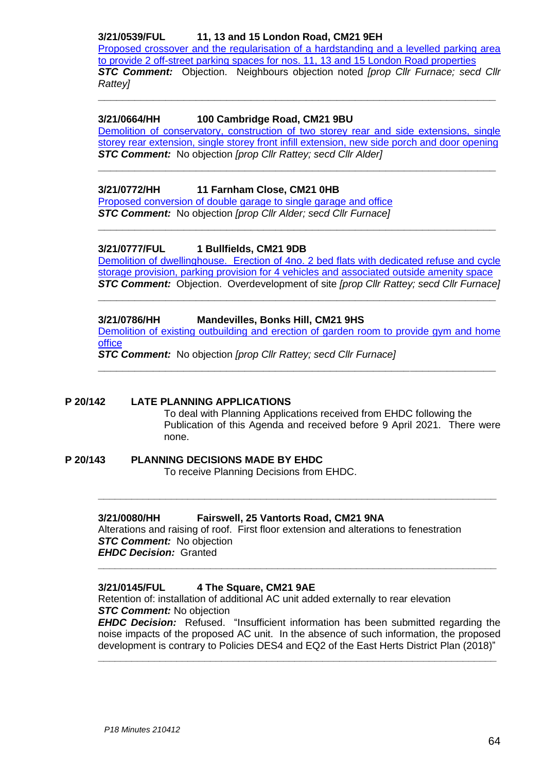**3/21/0539/FUL 11, 13 and 15 London Road, CM21 9EH**

Proposed crossover and the regularisation of a hardstanding and a levelled parking area to provide 2 off-street parking spaces for nos. 11, 13 and 15 London Road properties

***STC Comment:*** Objection. Neighbours objection noted *[prop Cllr Furnace; secd Cllr Rattey]*

---

**3/21/0664/HH 100 Cambridge Road, CM21 9BU**

Demolition of conservatory, construction of two storey rear and side extensions, single storey rear extension, single storey front infill extension, new side porch and door opening

***STC Comment:*** No objection *[prop Cllr Rattey; secd Cllr Alder]*

---

**3/21/0772/HH 11 Farnham Close, CM21 0HB**

Proposed conversion of double garage to single garage and office

***STC Comment:*** No objection *[prop Cllr Alder; secd Cllr Furnace]*

---

**3/21/0777/FUL 1 Bullfields, CM21 9DB**

Demolition of dwellinghouse. Erection of 4no. 2 bed flats with dedicated refuse and cycle storage provision, parking provision for 4 vehicles and associated outside amenity space

***STC Comment:*** Objection. Overdevelopment of site *[prop Cllr Rattey; secd Cllr Furnace]*

---

**3/21/0786/HH Mandevilles, Bonks Hill, CM21 9HS**

Demolition of existing outbuilding and erection of garden room to provide gym and home office

***STC Comment:*** No objection *[prop Cllr Rattey; secd Cllr Furnace]*

---

**P 20/142 LATE PLANNING APPLICATIONS**

To deal with Planning Applications received from EHDC following the Publication of this Agenda and received before 9 April 2021. There were none.

**P 20/143 PLANNING DECISIONS MADE BY EHDC**

To receive Planning Decisions from EHDC.

---

**3/21/0080/HH Fairswell, 25 Vantorts Road, CM21 9NA**

Alterations and raising of roof. First floor extension and alterations to fenestration

***STC Comment:*** No objection

***EHDC Decision:*** Granted

---

**3/21/0145/FUL 4 The Square, CM21 9AE**

Retention of: installation of additional AC unit added externally to rear elevation

***STC Comment:*** No objection

***EHDC Decision:*** Refused. "Insufficient information has been submitted regarding the noise impacts of the proposed AC unit. In the absence of such information, the proposed development is contrary to Policies DES4 and EQ2 of the East Herts District Plan (2018)"

---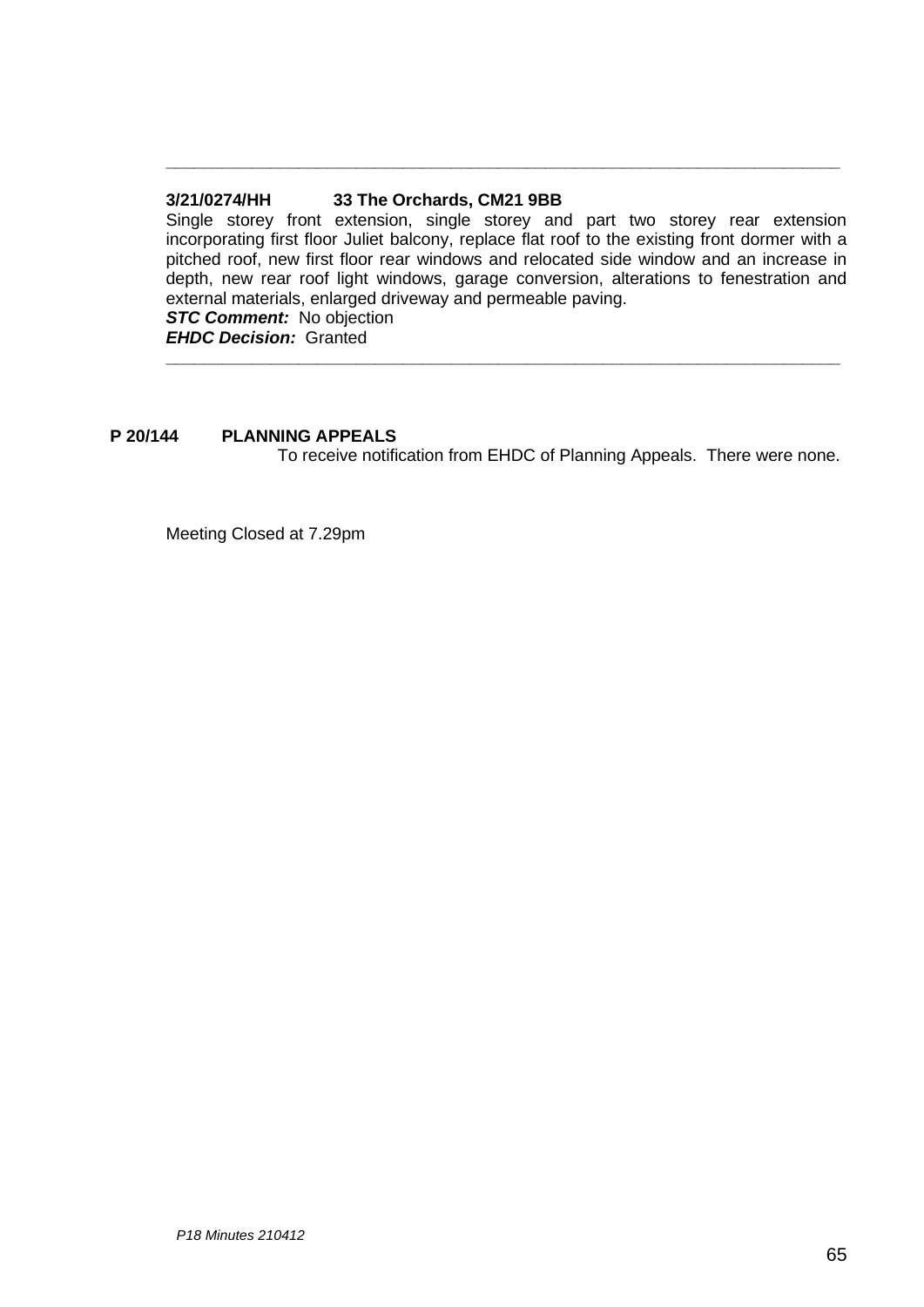---

**3/21/0274/HH 33 The Orchards, CM21 9BB**

Single storey front extension, single storey and part two storey rear extension incorporating first floor Juliet balcony, replace flat roof to the existing front dormer with a pitched roof, new first floor rear windows and relocated side window and an increase in depth, new rear roof light windows, garage conversion, alterations to fenestration and external materials, enlarged driveway and permeable paving.

***STC Comment:*** No objection

***EHDC Decision:*** Granted

---

**P 20/144 PLANNING APPEALS**

To receive notification from EHDC of Planning Appeals. There were none.

Meeting Closed at 7.29pm